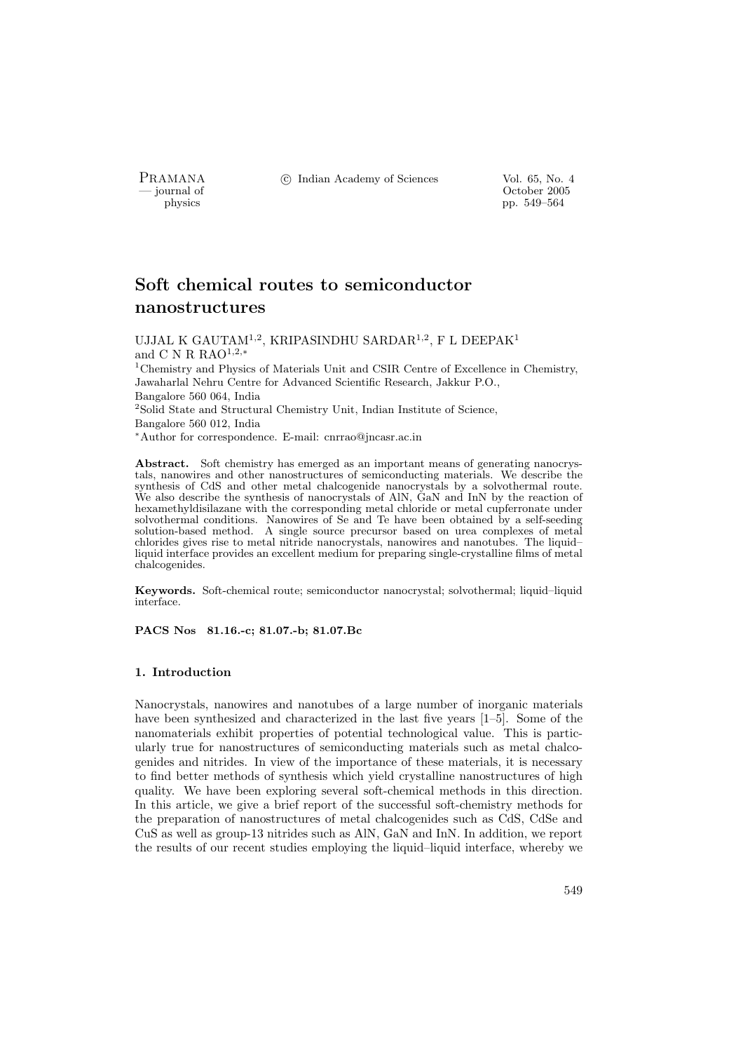# Soft chemical routes to semiconductor nanostructures

UJJAL K GAUTAM[1,2], KRIPASINDHU SARDAR[1,2], F L DEEPAK[1] and C N R RAO[1,2,*]

[1]Chemistry and Physics of Materials Unit and CSIR Centre of Excellence in Chemistry, Jawaharlal Nehru Centre for Advanced Scientific Research, Jakkur P.O., Bangalore 560 064, India

[2]Solid State and Structural Chemistry Unit, Indian Institute of Science, Bangalore 560 012, India

[*]Author for correspondence. E-mail: cnrrao@jncasr.ac.in

**Abstract.** Soft chemistry has emerged as an important means of generating nanocrystals, nanowires and other nanostructures of semiconducting materials. We describe the synthesis of CdS and other metal chalcogenide nanocrystals by a solvothermal route. We also describe the synthesis of nanocrystals of AlN, GaN and InN by the reaction of hexamethyldisilazane with the corresponding metal chloride or metal cupferronate under solvothermal conditions. Nanowires of Se and Te have been obtained by a self-seeding solution-based method. A single source precursor based on urea complexes of metal chlorides gives rise to metal nitride nanocrystals, nanowires and nanotubes. The liquid–liquid interface provides an excellent medium for preparing single-crystalline films of metal chalcogenides.

**Keywords.** Soft-chemical route; semiconductor nanocrystal; solvothermal; liquid–liquid interface.

**PACS Nos 81.16.-c; 81.07.-b; 81.07.Bc**

## 1. Introduction

Nanocrystals, nanowires and nanotubes of a large number of inorganic materials have been synthesized and characterized in the last five years [1–5]. Some of the nanomaterials exhibit properties of potential technological value. This is particularly true for nanostructures of semiconducting materials such as metal chalcogenides and nitrides. In view of the importance of these materials, it is necessary to find better methods of synthesis which yield crystalline nanostructures of high quality. We have been exploring several soft-chemical methods in this direction. In this article, we give a brief report of the successful soft-chemistry methods for the preparation of nanostructures of metal chalcogenides such as CdS, CdSe and CuS as well as group-13 nitrides such as AlN, GaN and InN. In addition, we report the results of our recent studies employing the liquid–liquid interface, whereby we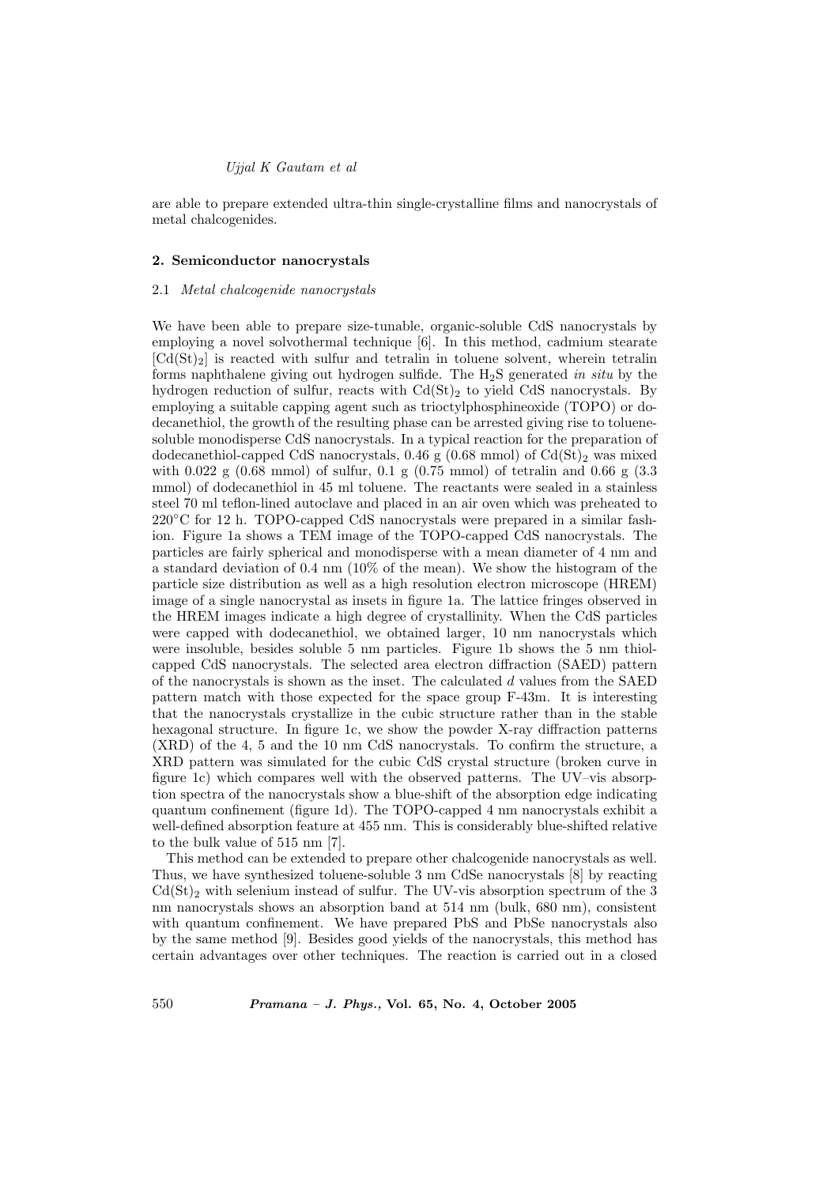are able to prepare extended ultra-thin single-crystalline films and nanocrystals of metal chalcogenides.

## 2. Semiconductor nanocrystals

### 2.1 *Metal chalcogenide nanocrystals*

We have been able to prepare size-tunable, organic-soluble CdS nanocrystals by employing a novel solvothermal technique [6]. In this method, cadmium stearate $[Cd(St)_2]$ is reacted with sulfur and tetralin in toluene solvent, wherein tetralin forms naphthalene giving out hydrogen sulfide. The $H_2S$ generated *in situ* by the hydrogen reduction of sulfur, reacts with $Cd(St)_2$ to yield CdS nanocrystals. By employing a suitable capping agent such as trioctylphosphineoxide (TOPO) or dodecanethiol, the growth of the resulting phase can be arrested giving rise to toluene-soluble monodisperse CdS nanocrystals. In a typical reaction for the preparation of dodecanethiol-capped CdS nanocrystals, 0.46 g (0.68 mmol) of $Cd(St)_2$ was mixed with 0.022 g (0.68 mmol) of sulfur, 0.1 g (0.75 mmol) of tetralin and 0.66 g (3.3 mmol) of dodecanethiol in 45 ml toluene. The reactants were sealed in a stainless steel 70 ml teflon-lined autoclave and placed in an air oven which was preheated to 220°C for 12 h. TOPO-capped CdS nanocrystals were prepared in a similar fashion. Figure 1a shows a TEM image of the TOPO-capped CdS nanocrystals. The particles are fairly spherical and monodisperse with a mean diameter of 4 nm and a standard deviation of 0.4 nm (10% of the mean). We show the histogram of the particle size distribution as well as a high resolution electron microscope (HREM) image of a single nanocrystal as insets in figure 1a. The lattice fringes observed in the HREM images indicate a high degree of crystallinity. When the CdS particles were capped with dodecanethiol, we obtained larger, 10 nm nanocrystals which were insoluble, besides soluble 5 nm particles. Figure 1b shows the 5 nm thiol-capped CdS nanocrystals. The selected area electron diffraction (SAED) pattern of the nanocrystals is shown as the inset. The calculated $d$ values from the SAED pattern match with those expected for the space group F-43m. It is interesting that the nanocrystals crystallize in the cubic structure rather than in the stable hexagonal structure. In figure 1c, we show the powder X-ray diffraction patterns (XRD) of the 4, 5 and the 10 nm CdS nanocrystals. To confirm the structure, a XRD pattern was simulated for the cubic CdS crystal structure (broken curve in figure 1c) which compares well with the observed patterns. The UV–vis absorption spectra of the nanocrystals show a blue-shift of the absorption edge indicating quantum confinement (figure 1d). The TOPO-capped 4 nm nanocrystals exhibit a well-defined absorption feature at 455 nm. This is considerably blue-shifted relative to the bulk value of 515 nm [7].

This method can be extended to prepare other chalcogenide nanocrystals as well. Thus, we have synthesized toluene-soluble 3 nm CdSe nanocrystals [8] by reacting $Cd(St)_2$ with selenium instead of sulfur. The UV-vis absorption spectrum of the 3 nm nanocrystals shows an absorption band at 514 nm (bulk, 680 nm), consistent with quantum confinement. We have prepared PbS and PbSe nanocrystals also by the same method [9]. Besides good yields of the nanocrystals, this method has certain advantages over other techniques. The reaction is carried out in a closed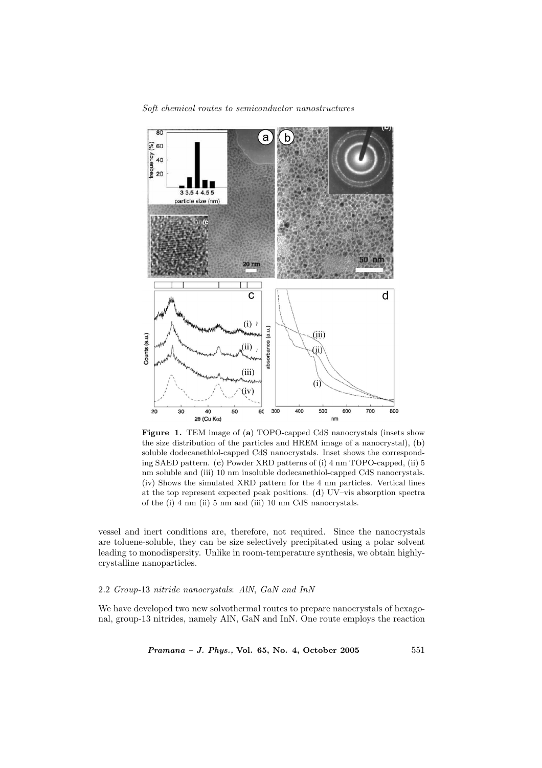**Figure 1.** TEM image of (**a**) TOPO-capped CdS nanocrystals (insets show the size distribution of the particles and HREM image of a nanocrystal), (**b**) soluble dodecanethiol-capped CdS nanocrystals. Inset shows the corresponding SAED pattern. (**c**) Powder XRD patterns of (i) 4 nm TOPO-capped, (ii) 5 nm soluble and (iii) 10 nm insoluble dodecanethiol-capped CdS nanocrystals. (iv) Shows the simulated XRD pattern for the 4 nm particles. Vertical lines at the top represent expected peak positions. (**d**) UV–vis absorption spectra of the (i) 4 nm (ii) 5 nm and (iii) 10 nm CdS nanocrystals.

vessel and inert conditions are, therefore, not required. Since the nanocrystals are toluene-soluble, they can be size selectively precipitated using a polar solvent leading to monodispersity. Unlike in room-temperature synthesis, we obtain highly-crystalline nanoparticles.

### 2.2 *Group-*13 *nitride nanocrystals*: *AlN*, *GaN and InN*

We have developed two new solvothermal routes to prepare nanocrystals of hexagonal, group-13 nitrides, namely AlN, GaN and InN. One route employs the reaction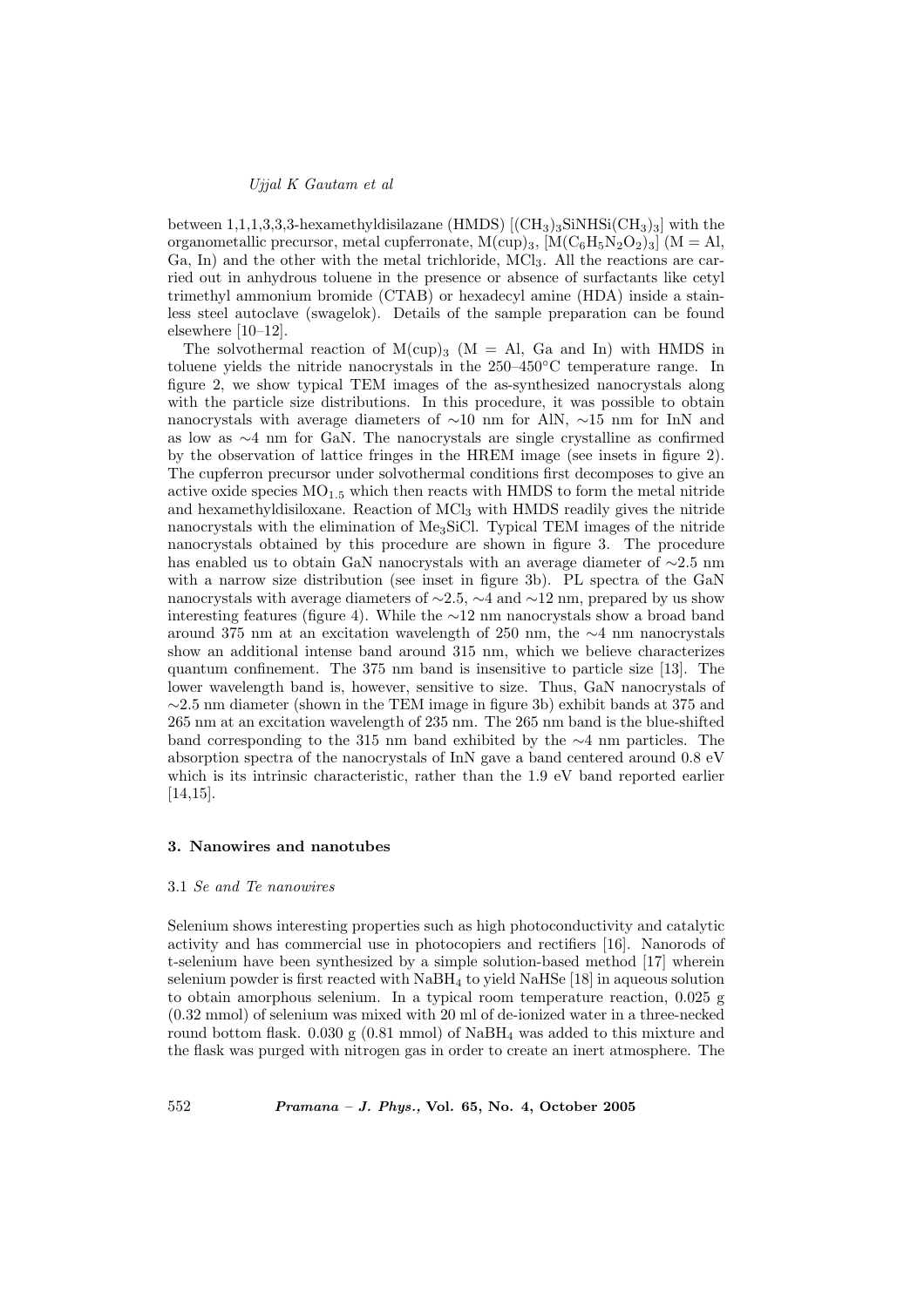between 1,1,1,3,3,3-hexamethyldisilazane (HMDS) [$(CH_3)_3SiNHSi(CH_3)_3$] with the organometallic precursor, metal cupferronate, $M(cup)_3$, [$M(C_6H_5N_2O_2)_3$] (M = Al, Ga, In) and the other with the metal trichloride, $MCl_3$. All the reactions are carried out in anhydrous toluene in the presence or absence of surfactants like cetyl trimethyl ammonium bromide (CTAB) or hexadecyl amine (HDA) inside a stainless steel autoclave (swagelok). Details of the sample preparation can be found elsewhere [10–12].

The solvothermal reaction of $M(cup)_3$ (M = Al, Ga and In) with HMDS in toluene yields the nitride nanocrystals in the 250–450°C temperature range. In figure 2, we show typical TEM images of the as-synthesized nanocrystals along with the particle size distributions. In this procedure, it was possible to obtain nanocrystals with average diameters of ∼10 nm for AlN, ∼15 nm for InN and as low as ∼4 nm for GaN. The nanocrystals are single crystalline as confirmed by the observation of lattice fringes in the HREM image (see insets in figure 2). The cupferron precursor under solvothermal conditions first decomposes to give an active oxide species $MO_{1.5}$ which then reacts with HMDS to form the metal nitride and hexamethyldisiloxane. Reaction of $MCl_3$ with HMDS readily gives the nitride nanocrystals with the elimination of $Me_3SiCl$. Typical TEM images of the nitride nanocrystals obtained by this procedure are shown in figure 3. The procedure has enabled us to obtain GaN nanocrystals with an average diameter of ∼2.5 nm with a narrow size distribution (see inset in figure 3b). PL spectra of the GaN nanocrystals with average diameters of ∼2.5, ∼4 and ∼12 nm, prepared by us show interesting features (figure 4). While the ∼12 nm nanocrystals show a broad band around 375 nm at an excitation wavelength of 250 nm, the ∼4 nm nanocrystals show an additional intense band around 315 nm, which we believe characterizes quantum confinement. The 375 nm band is insensitive to particle size [13]. The lower wavelength band is, however, sensitive to size. Thus, GaN nanocrystals of ∼2.5 nm diameter (shown in the TEM image in figure 3b) exhibit bands at 375 and 265 nm at an excitation wavelength of 235 nm. The 265 nm band is the blue-shifted band corresponding to the 315 nm band exhibited by the ∼4 nm particles. The absorption spectra of the nanocrystals of InN gave a band centered around 0.8 eV which is its intrinsic characteristic, rather than the 1.9 eV band reported earlier [14,15].

## 3. Nanowires and nanotubes

### 3.1 *Se and Te nanowires*

Selenium shows interesting properties such as high photoconductivity and catalytic activity and has commercial use in photocopiers and rectifiers [16]. Nanorods of t-selenium have been synthesized by a simple solution-based method [17] wherein selenium powder is first reacted with $NaBH_4$ to yield NaHSe [18] in aqueous solution to obtain amorphous selenium. In a typical room temperature reaction, 0.025 g (0.32 mmol) of selenium was mixed with 20 ml of de-ionized water in a three-necked round bottom flask. 0.030 g (0.81 mmol) of $NaBH_4$ was added to this mixture and the flask was purged with nitrogen gas in order to create an inert atmosphere. The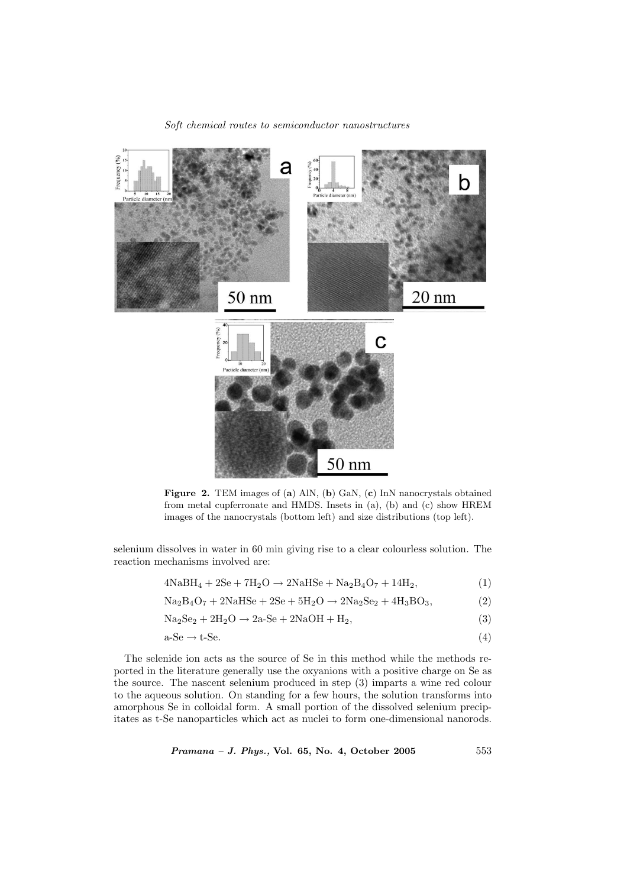**Figure 2.** TEM images of (**a**) AlN, (**b**) GaN, (**c**) InN nanocrystals obtained from metal cupferronate and HMDS. Insets in (a), (b) and (c) show HREM images of the nanocrystals (bottom left) and size distributions (top left).

selenium dissolves in water in 60 min giving rise to a clear colourless solution. The reaction mechanisms involved are:

$$4\mathrm{NaBH_4} + 2\mathrm{Se} + 7\mathrm{H_2O} \rightarrow 2\mathrm{NaHSe} + \mathrm{Na_2B_4O_7} + 14\mathrm{H_2}, \quad (1)$$

$$\mathrm{Na_2B_4O_7} + 2\mathrm{NaHSe} + 2\mathrm{Se} + 5\mathrm{H_2O} \rightarrow 2\mathrm{Na_2Se_2} + 4\mathrm{H_3BO_3}, \quad (2)$$

$$\mathrm{Na_2Se_2} + 2\mathrm{H_2O} \rightarrow 2\text{a-Se} + 2\mathrm{NaOH} + \mathrm{H_2}, \quad (3)$$

$$\text{a-Se} \rightarrow \text{t-Se}. \quad (4)$$

The selenide ion acts as the source of Se in this method while the methods reported in the literature generally use the oxyanions with a positive charge on Se as the source. The nascent selenium produced in step (3) imparts a wine red colour to the aqueous solution. On standing for a few hours, the solution transforms into amorphous Se in colloidal form. A small portion of the dissolved selenium precipitates as t-Se nanoparticles which act as nuclei to form one-dimensional nanorods.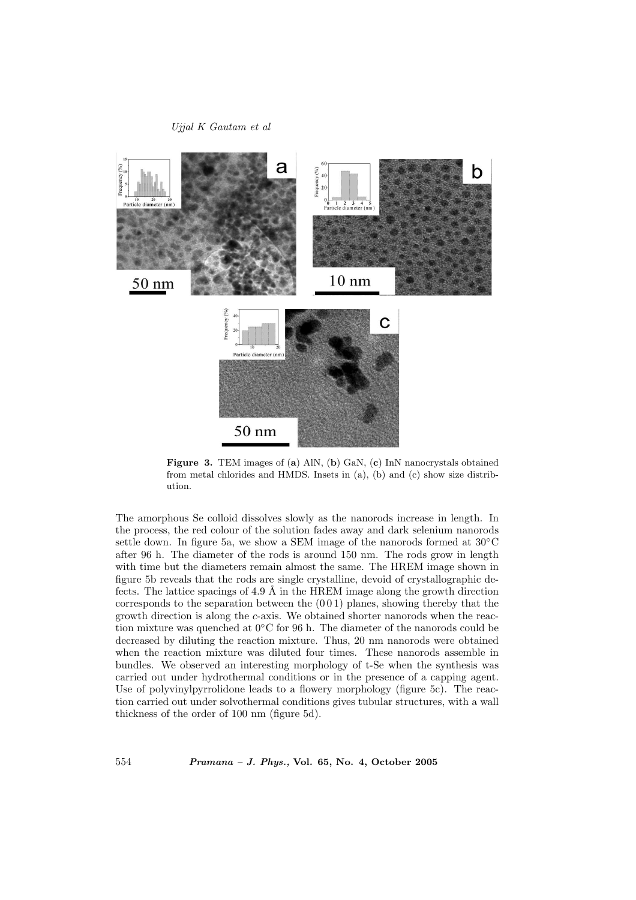**Figure 3.** TEM images of (**a**) AlN, (**b**) GaN, (**c**) InN nanocrystals obtained from metal chlorides and HMDS. Insets in (a), (b) and (c) show size distribution.

The amorphous Se colloid dissolves slowly as the nanorods increase in length. In the process, the red colour of the solution fades away and dark selenium nanorods settle down. In figure 5a, we show a SEM image of the nanorods formed at 30°C after 96 h. The diameter of the rods is around 150 nm. The rods grow in length with time but the diameters remain almost the same. The HREM image shown in figure 5b reveals that the rods are single crystalline, devoid of crystallographic defects. The lattice spacings of 4.9 Å in the HREM image along the growth direction corresponds to the separation between the (0 0 1) planes, showing thereby that the growth direction is along the *c*-axis. We obtained shorter nanorods when the reaction mixture was quenched at 0°C for 96 h. The diameter of the nanorods could be decreased by diluting the reaction mixture. Thus, 20 nm nanorods were obtained when the reaction mixture was diluted four times. These nanorods assemble in bundles. We observed an interesting morphology of t-Se when the synthesis was carried out under hydrothermal conditions or in the presence of a capping agent. Use of polyvinylpyrrolidone leads to a flowery morphology (figure 5c). The reaction carried out under solvothermal conditions gives tubular structures, with a wall thickness of the order of 100 nm (figure 5d).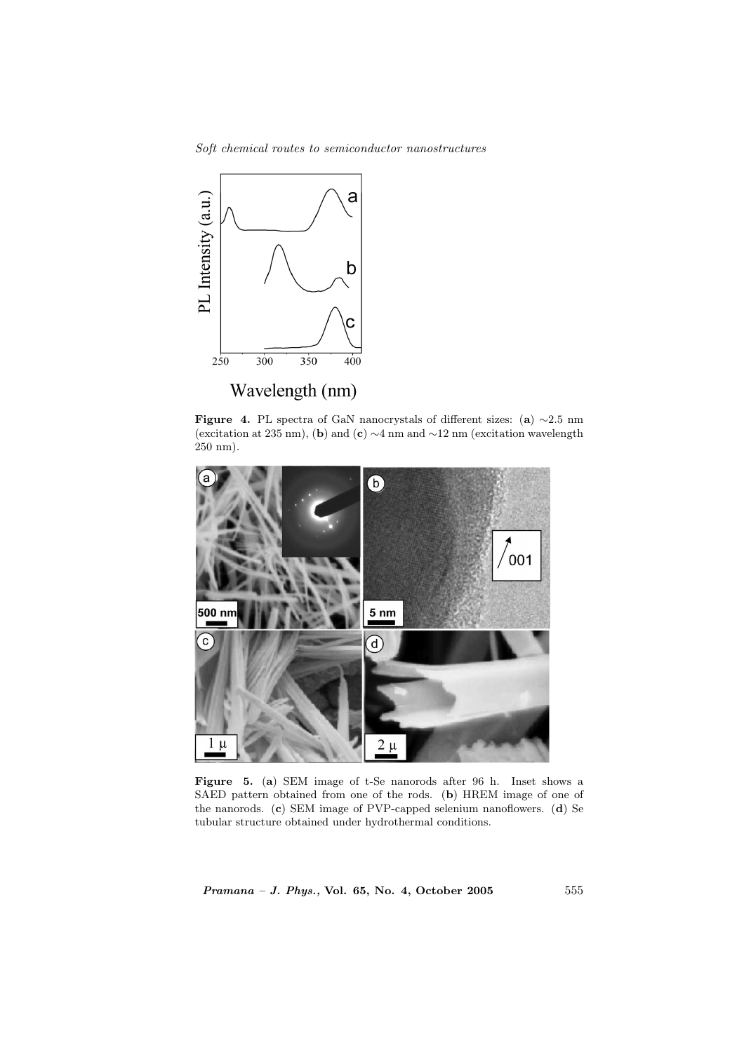**Figure 4.** PL spectra of GaN nanocrystals of different sizes: (**a**) ∼2.5 nm (excitation at 235 nm), (**b**) and (**c**) ∼4 nm and ∼12 nm (excitation wavelength 250 nm).

**Figure 5.** (**a**) SEM image of t-Se nanorods after 96 h. Inset shows a SAED pattern obtained from one of the rods. (**b**) HREM image of one of the nanorods. (**c**) SEM image of PVP-capped selenium nanoflowers. (**d**) Se tubular structure obtained under hydrothermal conditions.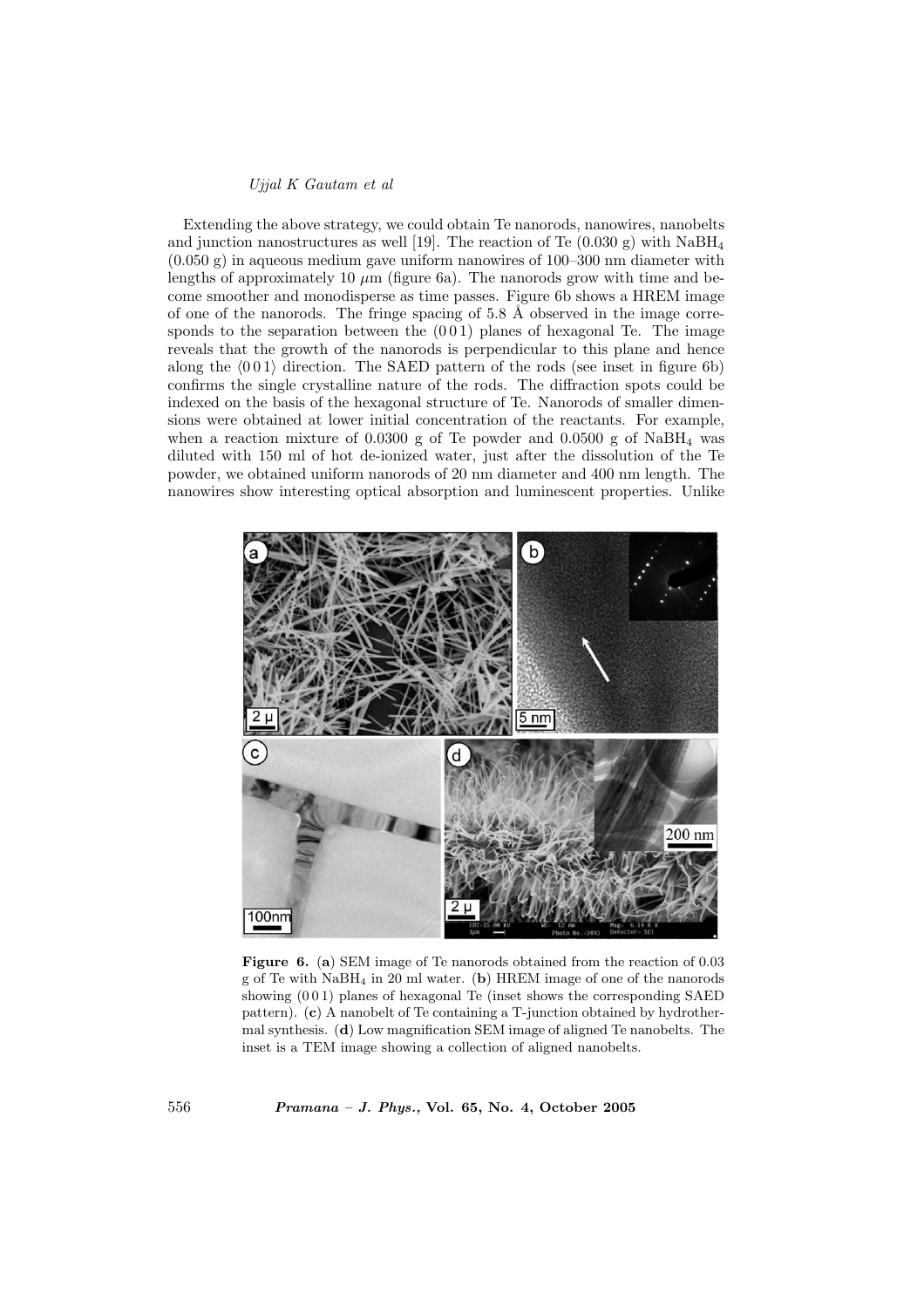Extending the above strategy, we could obtain Te nanorods, nanowires, nanobelts and junction nanostructures as well [19]. The reaction of Te (0.030 g) with $NaBH_4$ (0.050 g) in aqueous medium gave uniform nanowires of 100–300 nm diameter with lengths of approximately 10 $\mu$m (figure 6a). The nanorods grow with time and become smoother and monodisperse as time passes. Figure 6b shows a HREM image of one of the nanorods. The fringe spacing of 5.8 Å observed in the image corresponds to the separation between the (0 0 1) planes of hexagonal Te. The image reveals that the growth of the nanorods is perpendicular to this plane and hence along the $\langle 0\,0\,1\rangle$ direction. The SAED pattern of the rods (see inset in figure 6b) confirms the single crystalline nature of the rods. The diffraction spots could be indexed on the basis of the hexagonal structure of Te. Nanorods of smaller dimensions were obtained at lower initial concentration of the reactants. For example, when a reaction mixture of 0.0300 g of Te powder and 0.0500 g of $NaBH_4$ was diluted with 150 ml of hot de-ionized water, just after the dissolution of the Te powder, we obtained uniform nanorods of 20 nm diameter and 400 nm length. The nanowires show interesting optical absorption and luminescent properties. Unlike

**Figure 6.** (**a**) SEM image of Te nanorods obtained from the reaction of 0.03 g of Te with $NaBH_4$ in 20 ml water. (**b**) HREM image of one of the nanorods showing (0 0 1) planes of hexagonal Te (inset shows the corresponding SAED pattern). (**c**) A nanobelt of Te containing a T-junction obtained by hydrothermal synthesis. (**d**) Low magnification SEM image of aligned Te nanobelts. The inset is a TEM image showing a collection of aligned nanobelts.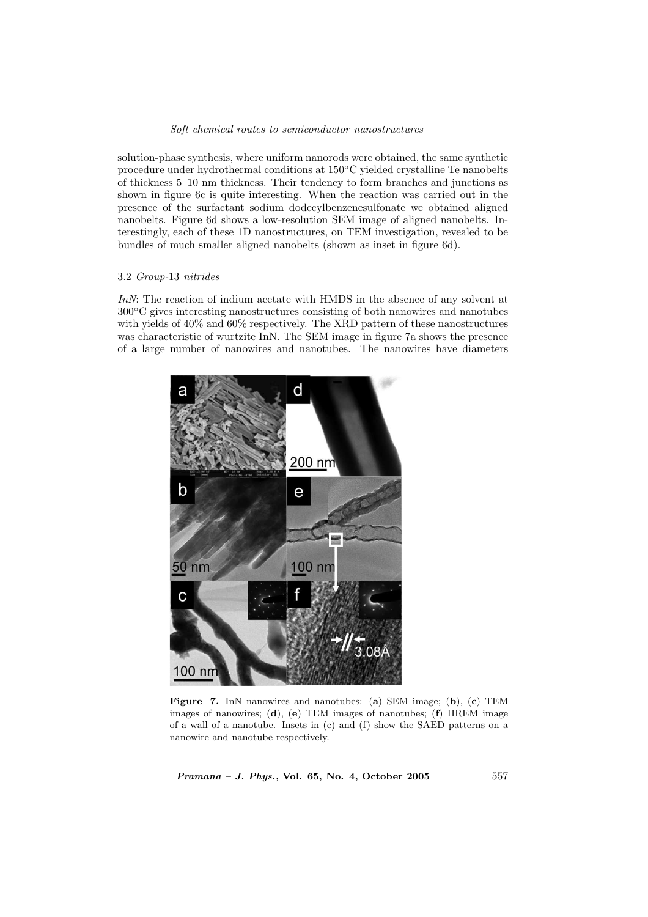solution-phase synthesis, where uniform nanorods were obtained, the same synthetic procedure under hydrothermal conditions at 150°C yielded crystalline Te nanobelts of thickness 5–10 nm thickness. Their tendency to form branches and junctions as shown in figure 6c is quite interesting. When the reaction was carried out in the presence of the surfactant sodium dodecylbenzenesulfonate we obtained aligned nanobelts. Figure 6d shows a low-resolution SEM image of aligned nanobelts. Interestingly, each of these 1D nanostructures, on TEM investigation, revealed to be bundles of much smaller aligned nanobelts (shown as inset in figure 6d).

### 3.2 *Group*-13 *nitrides*

*InN*: The reaction of indium acetate with HMDS in the absence of any solvent at 300°C gives interesting nanostructures consisting of both nanowires and nanotubes with yields of 40% and 60% respectively. The XRD pattern of these nanostructures was characteristic of wurtzite InN. The SEM image in figure 7a shows the presence of a large number of nanowires and nanotubes. The nanowires have diameters

**Figure 7.** InN nanowires and nanotubes: (**a**) SEM image; (**b**), (**c**) TEM images of nanowires; (**d**), (**e**) TEM images of nanotubes; (**f**) HREM image of a wall of a nanotube. Insets in (c) and (f) show the SAED patterns on a nanowire and nanotube respectively.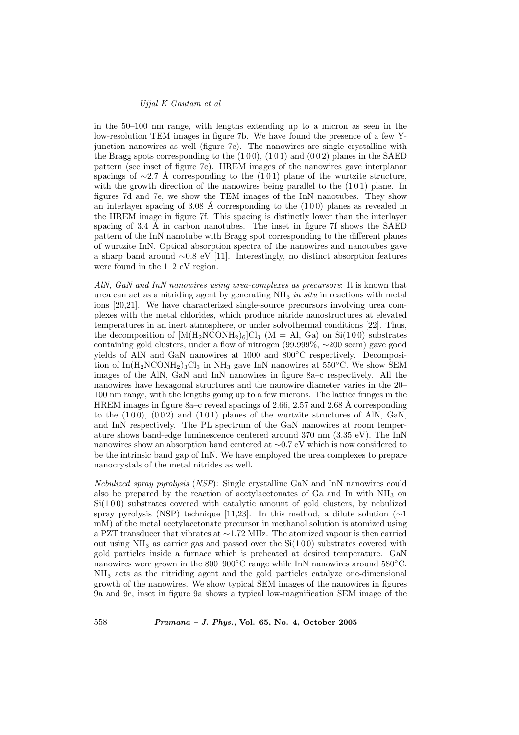in the 50–100 nm range, with lengths extending up to a micron as seen in the low-resolution TEM images in figure 7b. We have found the presence of a few Y-junction nanowires as well (figure 7c). The nanowires are single crystalline with the Bragg spots corresponding to the (1 0 0), (1 0 1) and (0 0 2) planes in the SAED pattern (see inset of figure 7c). HREM images of the nanowires gave interplanar spacings of ∼2.7 Å corresponding to the (1 0 1) plane of the wurtzite structure, with the growth direction of the nanowires being parallel to the (1 0 1) plane. In figures 7d and 7e, we show the TEM images of the InN nanotubes. They show an interlayer spacing of 3.08 Å corresponding to the (1 0 0) planes as revealed in the HREM image in figure 7f. This spacing is distinctly lower than the interlayer spacing of 3.4 Å in carbon nanotubes. The inset in figure 7f shows the SAED pattern of the InN nanotube with Bragg spot corresponding to the different planes of wurtzite InN. Optical absorption spectra of the nanowires and nanotubes gave a sharp band around ∼0.8 eV [11]. Interestingly, no distinct absorption features were found in the 1–2 eV region.

*AlN, GaN and InN nanowires using urea-complexes as precursors*: It is known that urea can act as a nitriding agent by generating $NH_3$ *in situ* in reactions with metal ions [20,21]. We have characterized single-source precursors involving urea complexes with the metal chlorides, which produce nitride nanostructures at elevated temperatures in an inert atmosphere, or under solvothermal conditions [22]. Thus, the decomposition of $[M(H_2NCONH_2)_6]Cl_3$ (M = Al, Ga) on Si(1 0 0) substrates containing gold clusters, under a flow of nitrogen (99.999%, ∼200 sccm) gave good yields of AlN and GaN nanowires at 1000 and 800°C respectively. Decomposition of $In(H_2NCONH_2)_3Cl_3$ in $NH_3$ gave InN nanowires at 550°C. We show SEM images of the AlN, GaN and InN nanowires in figure 8a–c respectively. All the nanowires have hexagonal structures and the nanowire diameter varies in the 20–100 nm range, with the lengths going up to a few microns. The lattice fringes in the HREM images in figure 8a–c reveal spacings of 2.66, 2.57 and 2.68 Å corresponding to the (1 0 0), (0 0 2) and (1 0 1) planes of the wurtzite structures of AlN, GaN, and InN respectively. The PL spectrum of the GaN nanowires at room temperature shows band-edge luminescence centered around 370 nm (3.35 eV). The InN nanowires show an absorption band centered at ∼0.7 eV which is now considered to be the intrinsic band gap of InN. We have employed the urea complexes to prepare nanocrystals of the metal nitrides as well.

*Nebulized spray pyrolysis* (*NSP*): Single crystalline GaN and InN nanowires could also be prepared by the reaction of acetylacetonates of Ga and In with $NH_3$ on Si(1 0 0) substrates covered with catalytic amount of gold clusters, by nebulized spray pyrolysis (NSP) technique [11,23]. In this method, a dilute solution (∼1 mM) of the metal acetylacetonate precursor in methanol solution is atomized using a PZT transducer that vibrates at ∼1.72 MHz. The atomized vapour is then carried out using $NH_3$ as carrier gas and passed over the Si(1 0 0) substrates covered with gold particles inside a furnace which is preheated at desired temperature. GaN nanowires were grown in the 800–900°C range while InN nanowires around 580°C. $NH_3$ acts as the nitriding agent and the gold particles catalyze one-dimensional growth of the nanowires. We show typical SEM images of the nanowires in figures 9a and 9c, inset in figure 9a shows a typical low-magnification SEM image of the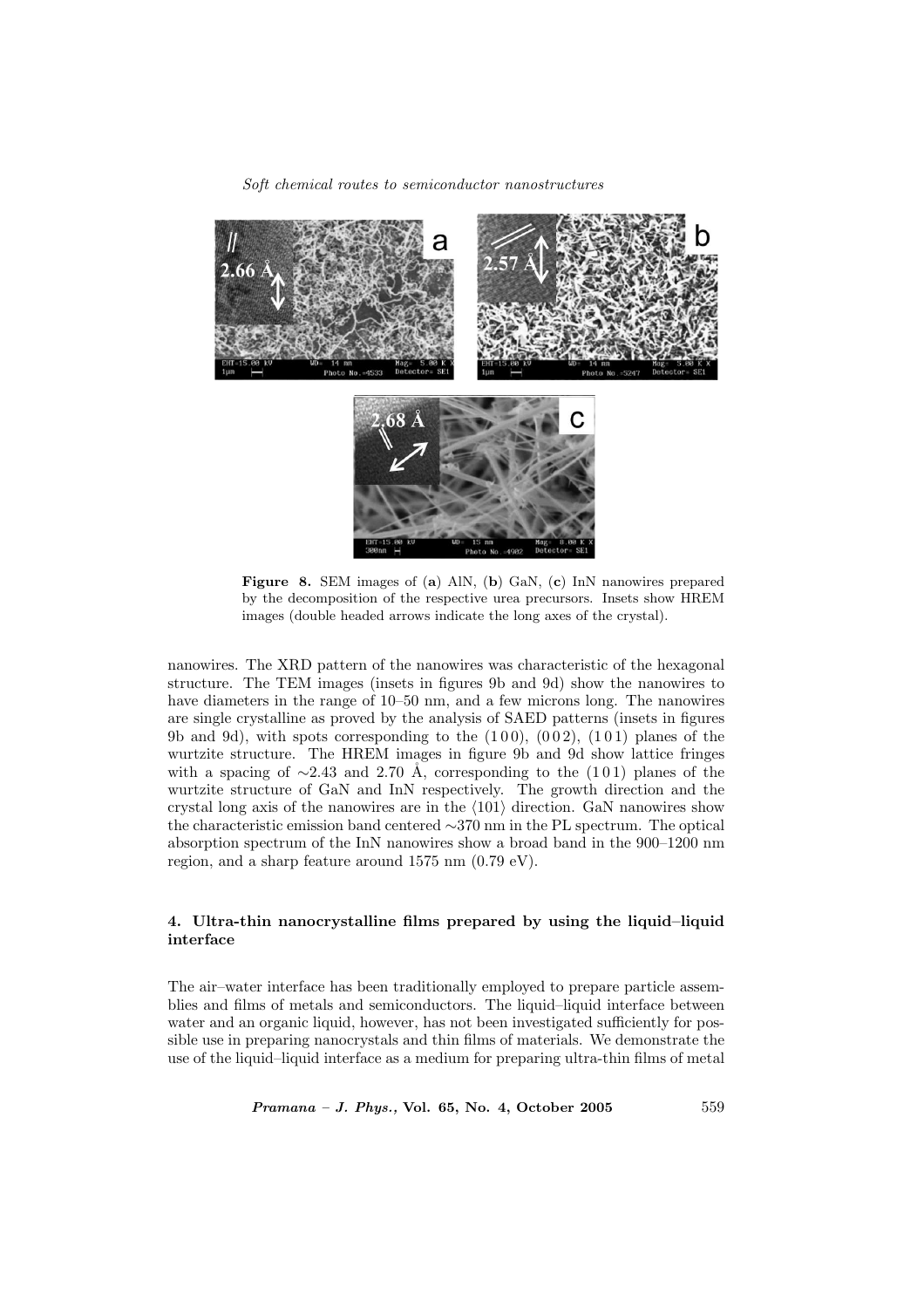**Figure 8.** SEM images of (**a**) AlN, (**b**) GaN, (**c**) InN nanowires prepared by the decomposition of the respective urea precursors. Insets show HREM images (double headed arrows indicate the long axes of the crystal).

nanowires. The XRD pattern of the nanowires was characteristic of the hexagonal structure. The TEM images (insets in figures 9b and 9d) show the nanowires to have diameters in the range of 10–50 nm, and a few microns long. The nanowires are single crystalline as proved by the analysis of SAED patterns (insets in figures 9b and 9d), with spots corresponding to the (1 0 0), (0 0 2), (1 0 1) planes of the wurtzite structure. The HREM images in figure 9b and 9d show lattice fringes with a spacing of ∼2.43 and 2.70 Å, corresponding to the (1 0 1) planes of the wurtzite structure of GaN and InN respectively. The growth direction and the crystal long axis of the nanowires are in the ⟨101⟩ direction. GaN nanowires show the characteristic emission band centered ∼370 nm in the PL spectrum. The optical absorption spectrum of the InN nanowires show a broad band in the 900–1200 nm region, and a sharp feature around 1575 nm (0.79 eV).

## 4. Ultra-thin nanocrystalline films prepared by using the liquid–liquid interface

The air–water interface has been traditionally employed to prepare particle assemblies and films of metals and semiconductors. The liquid–liquid interface between water and an organic liquid, however, has not been investigated sufficiently for possible use in preparing nanocrystals and thin films of materials. We demonstrate the use of the liquid–liquid interface as a medium for preparing ultra-thin films of metal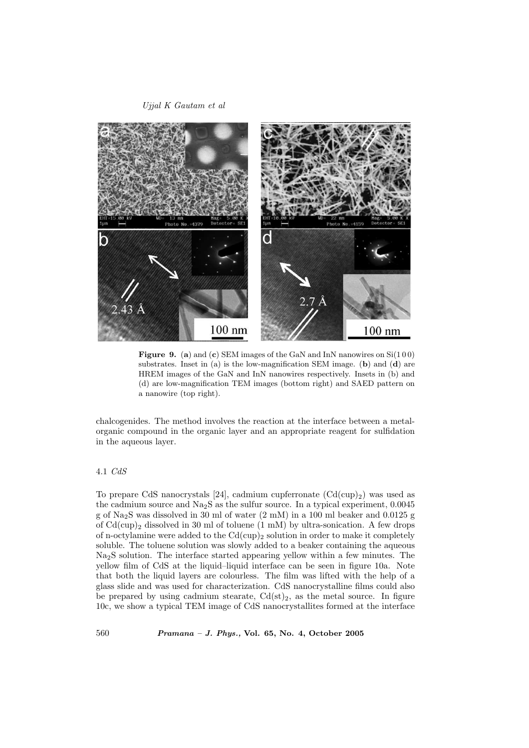**Figure 9.** (**a**) and (**c**) SEM images of the GaN and InN nanowires on Si(1 0 0) substrates. Inset in (a) is the low-magnification SEM image. (**b**) and (**d**) are HREM images of the GaN and InN nanowires respectively. Insets in (b) and (d) are low-magnification TEM images (bottom right) and SAED pattern on a nanowire (top right).

chalcogenides. The method involves the reaction at the interface between a metal-organic compound in the organic layer and an appropriate reagent for sulfidation in the aqueous layer.

### 4.1 *CdS*

To prepare CdS nanocrystals [24], cadmium cupferronate ($Cd(cup)_2$) was used as the cadmium source and $Na_2S$ as the sulfur source. In a typical experiment, 0.0045 g of $Na_2S$ was dissolved in 30 ml of water (2 mM) in a 100 ml beaker and 0.0125 g of $Cd(cup)_2$ dissolved in 30 ml of toluene (1 mM) by ultra-sonication. A few drops of n-octylamine were added to the $Cd(cup)_2$ solution in order to make it completely soluble. The toluene solution was slowly added to a beaker containing the aqueous $Na_2S$ solution. The interface started appearing yellow within a few minutes. The yellow film of CdS at the liquid–liquid interface can be seen in figure 10a. Note that both the liquid layers are colourless. The film was lifted with the help of a glass slide and was used for characterization. CdS nanocrystalline films could also be prepared by using cadmium stearate, $Cd(st)_2$, as the metal source. In figure 10c, we show a typical TEM image of CdS nanocrystallites formed at the interface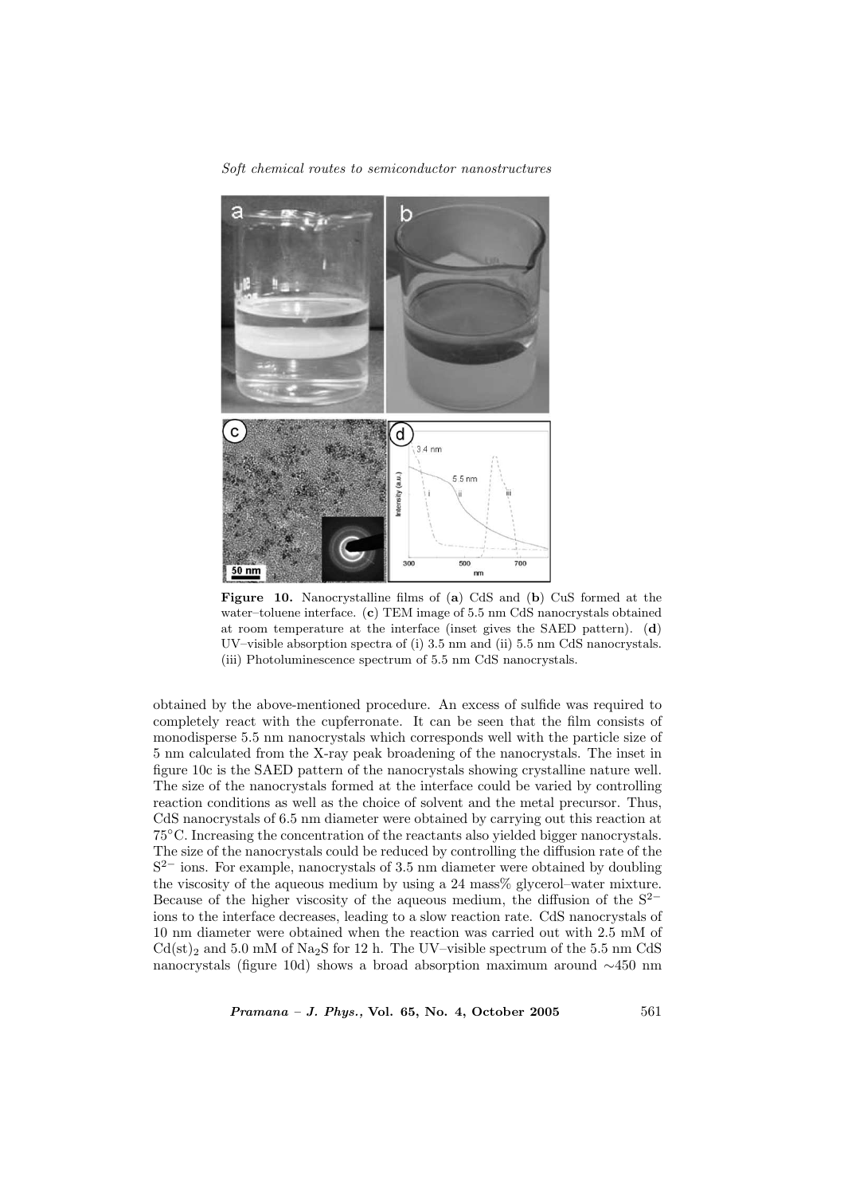**Figure 10.** Nanocrystalline films of (**a**) CdS and (**b**) CuS formed at the water–toluene interface. (**c**) TEM image of 5.5 nm CdS nanocrystals obtained at room temperature at the interface (inset gives the SAED pattern). (**d**) UV–visible absorption spectra of (i) 3.5 nm and (ii) 5.5 nm CdS nanocrystals. (iii) Photoluminescence spectrum of 5.5 nm CdS nanocrystals.

obtained by the above-mentioned procedure. An excess of sulfide was required to completely react with the cupferronate. It can be seen that the film consists of monodisperse 5.5 nm nanocrystals which corresponds well with the particle size of 5 nm calculated from the X-ray peak broadening of the nanocrystals. The inset in figure 10c is the SAED pattern of the nanocrystals showing crystalline nature well. The size of the nanocrystals formed at the interface could be varied by controlling reaction conditions as well as the choice of solvent and the metal precursor. Thus, CdS nanocrystals of 6.5 nm diameter were obtained by carrying out this reaction at 75°C. Increasing the concentration of the reactants also yielded bigger nanocrystals. The size of the nanocrystals could be reduced by controlling the diffusion rate of the $S^{2-}$ ions. For example, nanocrystals of 3.5 nm diameter were obtained by doubling the viscosity of the aqueous medium by using a 24 mass% glycerol–water mixture. Because of the higher viscosity of the aqueous medium, the diffusion of the $S^{2-}$ ions to the interface decreases, leading to a slow reaction rate. CdS nanocrystals of 10 nm diameter were obtained when the reaction was carried out with 2.5 mM of $Cd(st)_2$ and 5.0 mM of $Na_2S$ for 12 h. The UV–visible spectrum of the 5.5 nm CdS nanocrystals (figure 10d) shows a broad absorption maximum around ∼450 nm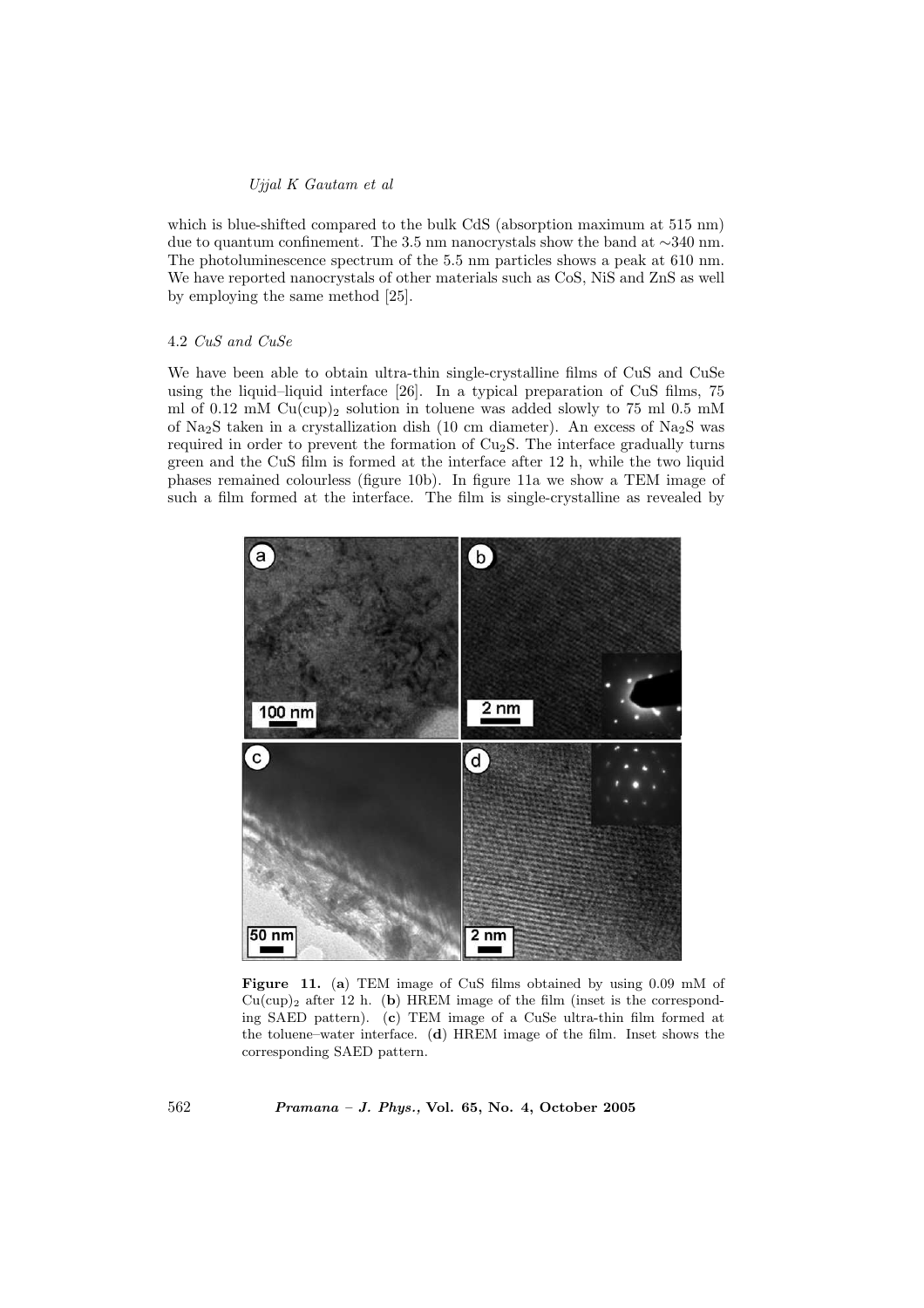which is blue-shifted compared to the bulk CdS (absorption maximum at 515 nm) due to quantum confinement. The 3.5 nm nanocrystals show the band at ∼340 nm. The photoluminescence spectrum of the 5.5 nm particles shows a peak at 610 nm. We have reported nanocrystals of other materials such as CoS, NiS and ZnS as well by employing the same method [25].

### 4.2 *CuS and CuSe*

We have been able to obtain ultra-thin single-crystalline films of CuS and CuSe using the liquid–liquid interface [26]. In a typical preparation of CuS films, 75 ml of 0.12 mM $Cu(cup)_2$ solution in toluene was added slowly to 75 ml 0.5 mM of $Na_2S$ taken in a crystallization dish (10 cm diameter). An excess of $Na_2S$ was required in order to prevent the formation of $Cu_2S$. The interface gradually turns green and the CuS film is formed at the interface after 12 h, while the two liquid phases remained colourless (figure 10b). In figure 11a we show a TEM image of such a film formed at the interface. The film is single-crystalline as revealed by

**Figure 11.** (**a**) TEM image of CuS films obtained by using 0.09 mM of $Cu(cup)_2$ after 12 h. (**b**) HREM image of the film (inset is the corresponding SAED pattern). (**c**) TEM image of a CuSe ultra-thin film formed at the toluene–water interface. (**d**) HREM image of the film. Inset shows the corresponding SAED pattern.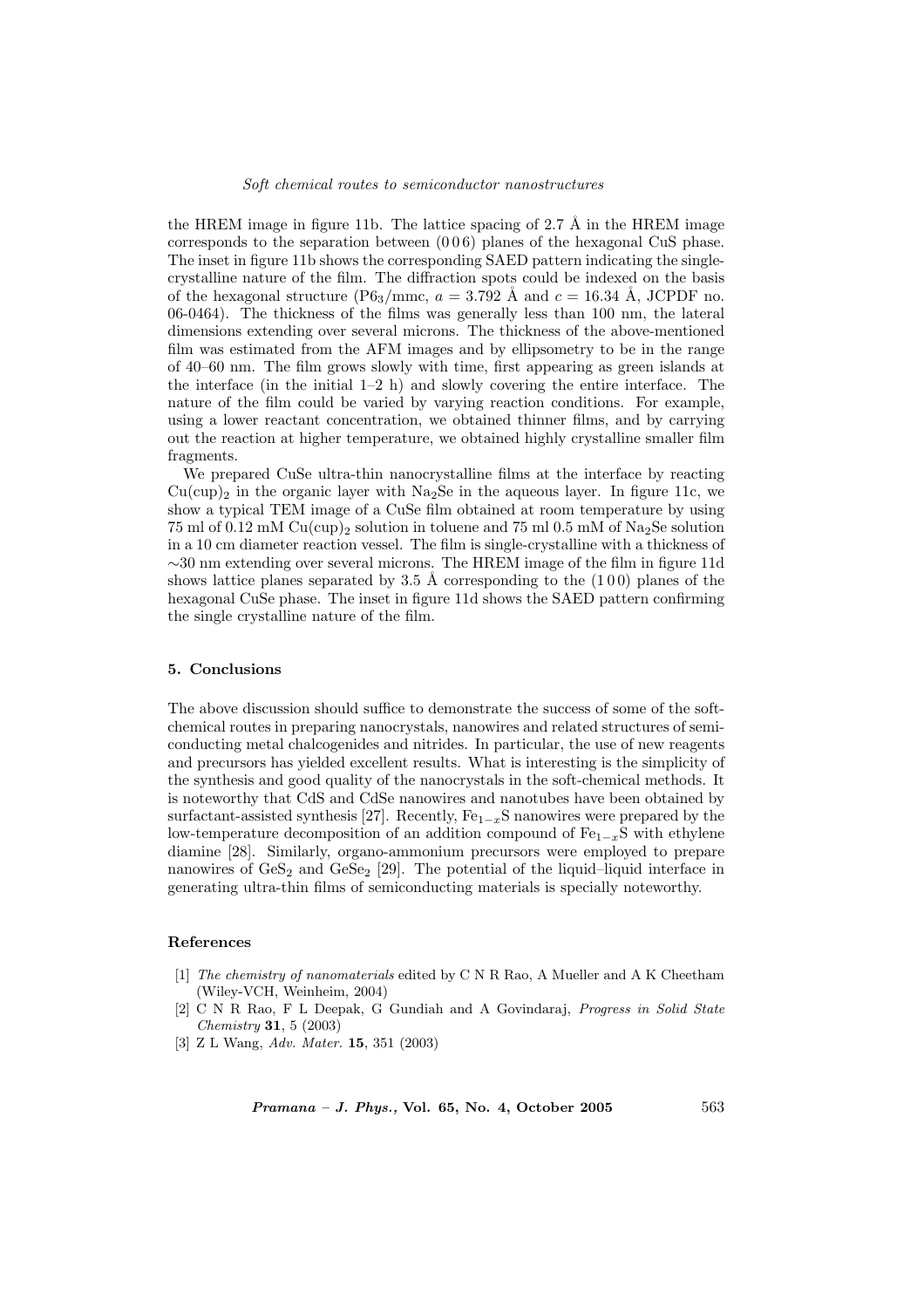the HREM image in figure 11b. The lattice spacing of 2.7 Å in the HREM image corresponds to the separation between (0 0 6) planes of the hexagonal CuS phase. The inset in figure 11b shows the corresponding SAED pattern indicating the single-crystalline nature of the film. The diffraction spots could be indexed on the basis of the hexagonal structure ($P6_3/mmc$, $a = 3.792$ Å and $c = 16.34$ Å, JCPDF no. 06-0464). The thickness of the films was generally less than 100 nm, the lateral dimensions extending over several microns. The thickness of the above-mentioned film was estimated from the AFM images and by ellipsometry to be in the range of 40–60 nm. The film grows slowly with time, first appearing as green islands at the interface (in the initial 1–2 h) and slowly covering the entire interface. The nature of the film could be varied by varying reaction conditions. For example, using a lower reactant concentration, we obtained thinner films, and by carrying out the reaction at higher temperature, we obtained highly crystalline smaller film fragments.

We prepared CuSe ultra-thin nanocrystalline films at the interface by reacting $Cu(cup)_2$ in the organic layer with $Na_2Se$ in the aqueous layer. In figure 11c, we show a typical TEM image of a CuSe film obtained at room temperature by using 75 ml of 0.12 mM $Cu(cup)_2$ solution in toluene and 75 ml 0.5 mM of $Na_2Se$ solution in a 10 cm diameter reaction vessel. The film is single-crystalline with a thickness of $\sim$30 nm extending over several microns. The HREM image of the film in figure 11d shows lattice planes separated by 3.5 Å corresponding to the (1 0 0) planes of the hexagonal CuSe phase. The inset in figure 11d shows the SAED pattern confirming the single crystalline nature of the film.

## 5. Conclusions

The above discussion should suffice to demonstrate the success of some of the soft-chemical routes in preparing nanocrystals, nanowires and related structures of semiconducting metal chalcogenides and nitrides. In particular, the use of new reagents and precursors has yielded excellent results. What is interesting is the simplicity of the synthesis and good quality of the nanocrystals in the soft-chemical methods. It is noteworthy that CdS and CdSe nanowires and nanotubes have been obtained by surfactant-assisted synthesis [27]. Recently, $Fe_{1-x}S$ nanowires were prepared by the low-temperature decomposition of an addition compound of $Fe_{1-x}S$ with ethylene diamine [28]. Similarly, organo-ammonium precursors were employed to prepare nanowires of $GeS_2$ and $GeSe_2$ [29]. The potential of the liquid–liquid interface in generating ultra-thin films of semiconducting materials is specially noteworthy.

### References

[1] *The chemistry of nanomaterials* edited by C N R Rao, A Mueller and A K Cheetham (Wiley-VCH, Weinheim, 2004)

[2] C N R Rao, F L Deepak, G Gundiah and A Govindaraj, *Progress in Solid State Chemistry* **31**, 5 (2003)

[3] Z L Wang, *Adv. Mater.* **15**, 351 (2003)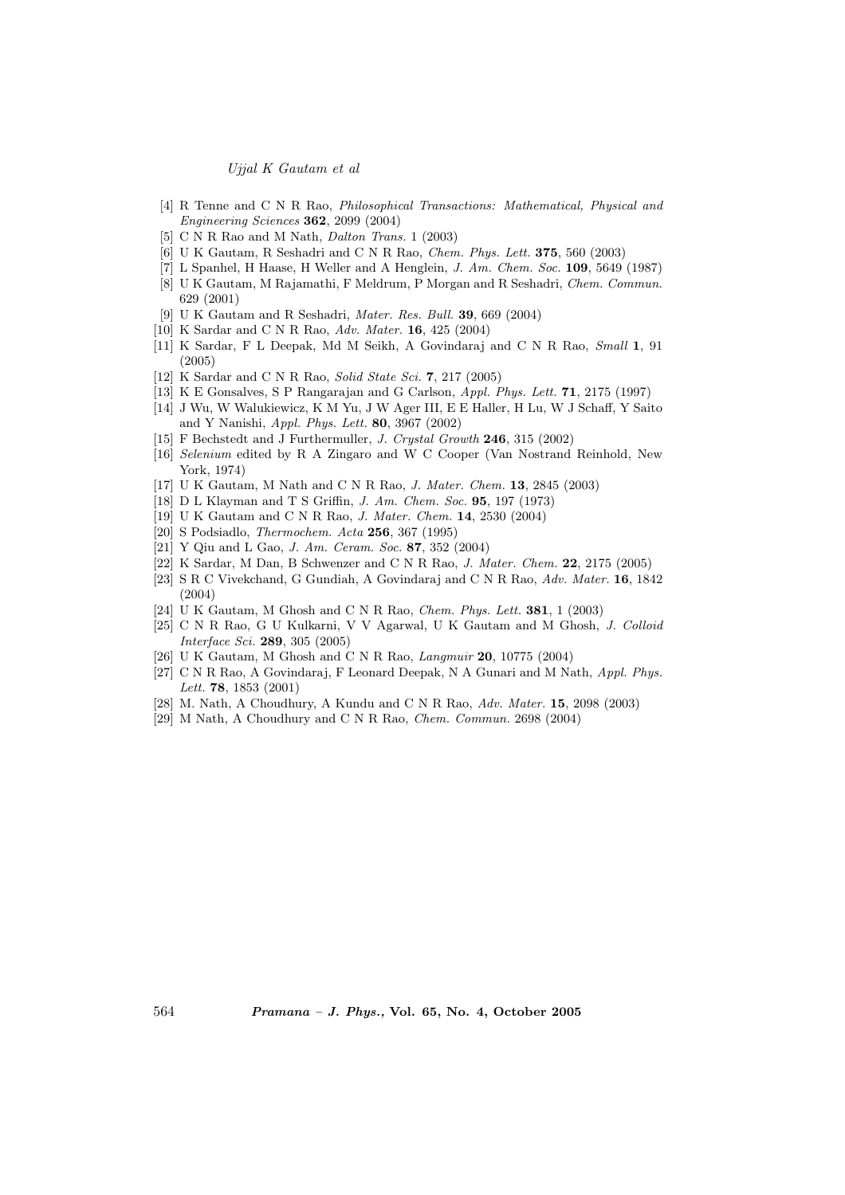- [4] R Tenne and C N R Rao, *Philosophical Transactions: Mathematical, Physical and Engineering Sciences* **362**, 2099 (2004)
- [5] C N R Rao and M Nath, *Dalton Trans.* 1 (2003)
- [6] U K Gautam, R Seshadri and C N R Rao, *Chem. Phys. Lett.* **375**, 560 (2003)
- [7] L Spanhel, H Haase, H Weller and A Henglein, *J. Am. Chem. Soc.* **109**, 5649 (1987)
- [8] U K Gautam, M Rajamathi, F Meldrum, P Morgan and R Seshadri, *Chem. Commun.* 629 (2001)
- [9] U K Gautam and R Seshadri, *Mater. Res. Bull.* **39**, 669 (2004)
- [10] K Sardar and C N R Rao, *Adv. Mater.* **16**, 425 (2004)
- [11] K Sardar, F L Deepak, Md M Seikh, A Govindaraj and C N R Rao, *Small* **1**, 91 (2005)
- [12] K Sardar and C N R Rao, *Solid State Sci.* **7**, 217 (2005)
- [13] K E Gonsalves, S P Rangarajan and G Carlson, *Appl. Phys. Lett.* **71**, 2175 (1997)
- [14] J Wu, W Walukiewicz, K M Yu, J W Ager III, E E Haller, H Lu, W J Schaff, Y Saito and Y Nanishi, *Appl. Phys. Lett.* **80**, 3967 (2002)
- [15] F Bechstedt and J Furthermuller, *J. Crystal Growth* **246**, 315 (2002)
- [16] *Selenium* edited by R A Zingaro and W C Cooper (Van Nostrand Reinhold, New York, 1974)
- [17] U K Gautam, M Nath and C N R Rao, *J. Mater. Chem.* **13**, 2845 (2003)
- [18] D L Klayman and T S Griffin, *J. Am. Chem. Soc.* **95**, 197 (1973)
- [19] U K Gautam and C N R Rao, *J. Mater. Chem.* **14**, 2530 (2004)
- [20] S Podsiadlo, *Thermochem. Acta* **256**, 367 (1995)
- [21] Y Qiu and L Gao, *J. Am. Ceram. Soc.* **87**, 352 (2004)
- [22] K Sardar, M Dan, B Schwenzer and C N R Rao, *J. Mater. Chem.* **22**, 2175 (2005)
- [23] S R C Vivekchand, G Gundiah, A Govindaraj and C N R Rao, *Adv. Mater.* **16**, 1842 (2004)
- [24] U K Gautam, M Ghosh and C N R Rao, *Chem. Phys. Lett.* **381**, 1 (2003)
- [25] C N R Rao, G U Kulkarni, V V Agarwal, U K Gautam and M Ghosh, *J. Colloid Interface Sci.* **289**, 305 (2005)
- [26] U K Gautam, M Ghosh and C N R Rao, *Langmuir* **20**, 10775 (2004)
- [27] C N R Rao, A Govindaraj, F Leonard Deepak, N A Gunari and M Nath, *Appl. Phys. Lett.* **78**, 1853 (2001)
- [28] M. Nath, A Choudhury, A Kundu and C N R Rao, *Adv. Mater.* **15**, 2098 (2003)
- [29] M Nath, A Choudhury and C N R Rao, *Chem. Commun.* 2698 (2004)